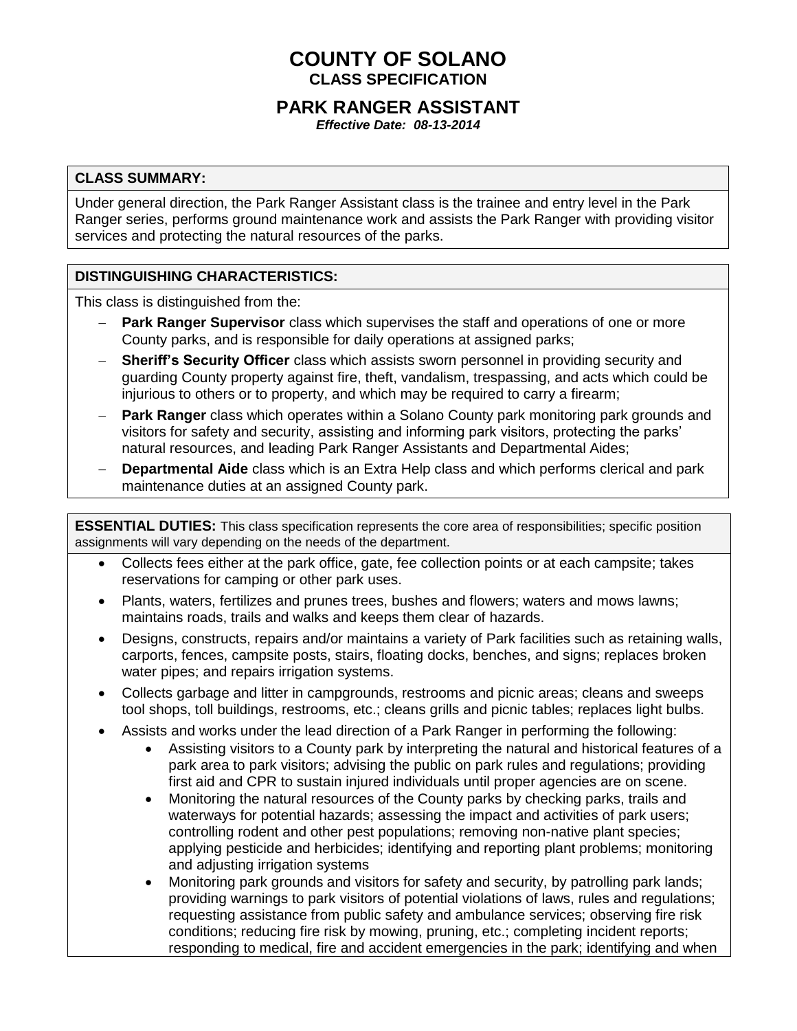# COUNTY OF SOLANO

## CLASS SPECIFICATION

## PARK RANGER ASSISTANT

***Effective Date: 08-13-2014***

### CLASS SUMMARY:

Under general direction, the Park Ranger Assistant class is the trainee and entry level in the Park Ranger series, performs ground maintenance work and assists the Park Ranger with providing visitor services and protecting the natural resources of the parks.

### DISTINGUISHING CHARACTERISTICS:

This class is distinguished from the:

- **Park Ranger Supervisor** class which supervises the staff and operations of one or more County parks, and is responsible for daily operations at assigned parks;
- **Sheriff's Security Officer** class which assists sworn personnel in providing security and guarding County property against fire, theft, vandalism, trespassing, and acts which could be injurious to others or to property, and which may be required to carry a firearm;
- **Park Ranger** class which operates within a Solano County park monitoring park grounds and visitors for safety and security, assisting and informing park visitors, protecting the parks' natural resources, and leading Park Ranger Assistants and Departmental Aides;
- **Departmental Aide** class which is an Extra Help class and which performs clerical and park maintenance duties at an assigned County park.

### ESSENTIAL DUTIES: 

This class specification represents the core area of responsibilities; specific position assignments will vary depending on the needs of the department.

- Collects fees either at the park office, gate, fee collection points or at each campsite; takes reservations for camping or other park uses.
- Plants, waters, fertilizes and prunes trees, bushes and flowers; waters and mows lawns; maintains roads, trails and walks and keeps them clear of hazards.
- Designs, constructs, repairs and/or maintains a variety of Park facilities such as retaining walls, carports, fences, campsite posts, stairs, floating docks, benches, and signs; replaces broken water pipes; and repairs irrigation systems.
- Collects garbage and litter in campgrounds, restrooms and picnic areas; cleans and sweeps tool shops, toll buildings, restrooms, etc.; cleans grills and picnic tables; replaces light bulbs.
- Assists and works under the lead direction of a Park Ranger in performing the following:
  - Assisting visitors to a County park by interpreting the natural and historical features of a park area to park visitors; advising the public on park rules and regulations; providing first aid and CPR to sustain injured individuals until proper agencies are on scene.
  - Monitoring the natural resources of the County parks by checking parks, trails and waterways for potential hazards; assessing the impact and activities of park users; controlling rodent and other pest populations; removing non-native plant species; applying pesticide and herbicides; identifying and reporting plant problems; monitoring and adjusting irrigation systems
  - Monitoring park grounds and visitors for safety and security, by patrolling park lands; providing warnings to park visitors of potential violations of laws, rules and regulations; requesting assistance from public safety and ambulance services; observing fire risk conditions; reducing fire risk by mowing, pruning, etc.; completing incident reports; responding to medical, fire and accident emergencies in the park; identifying and when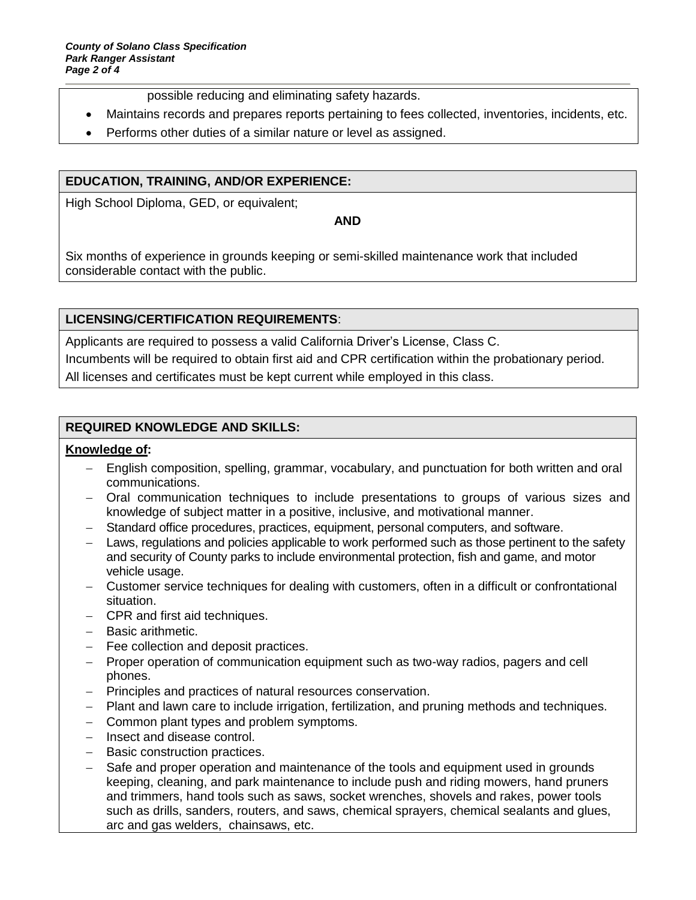possible reducing and eliminating safety hazards.

- Maintains records and prepares reports pertaining to fees collected, inventories, incidents, etc.
- Performs other duties of a similar nature or level as assigned.

## EDUCATION, TRAINING, AND/OR EXPERIENCE:

High School Diploma, GED, or equivalent;

**AND**

Six months of experience in grounds keeping or semi-skilled maintenance work that included considerable contact with the public.

## LICENSING/CERTIFICATION REQUIREMENTS:

Applicants are required to possess a valid California Driver's License, Class C.

Incumbents will be required to obtain first aid and CPR certification within the probationary period.

All licenses and certificates must be kept current while employed in this class.

## REQUIRED KNOWLEDGE AND SKILLS:

**Knowledge of:**

- English composition, spelling, grammar, vocabulary, and punctuation for both written and oral communications.
- Oral communication techniques to include presentations to groups of various sizes and knowledge of subject matter in a positive, inclusive, and motivational manner.
- Standard office procedures, practices, equipment, personal computers, and software.
- Laws, regulations and policies applicable to work performed such as those pertinent to the safety and security of County parks to include environmental protection, fish and game, and motor vehicle usage.
- Customer service techniques for dealing with customers, often in a difficult or confrontational situation.
- CPR and first aid techniques.
- Basic arithmetic.
- Fee collection and deposit practices.
- Proper operation of communication equipment such as two-way radios, pagers and cell phones.
- Principles and practices of natural resources conservation.
- Plant and lawn care to include irrigation, fertilization, and pruning methods and techniques.
- Common plant types and problem symptoms.
- Insect and disease control.
- Basic construction practices.
- Safe and proper operation and maintenance of the tools and equipment used in grounds keeping, cleaning, and park maintenance to include push and riding mowers, hand pruners and trimmers, hand tools such as saws, socket wrenches, shovels and rakes, power tools such as drills, sanders, routers, and saws, chemical sprayers, chemical sealants and glues, arc and gas welders, chainsaws, etc.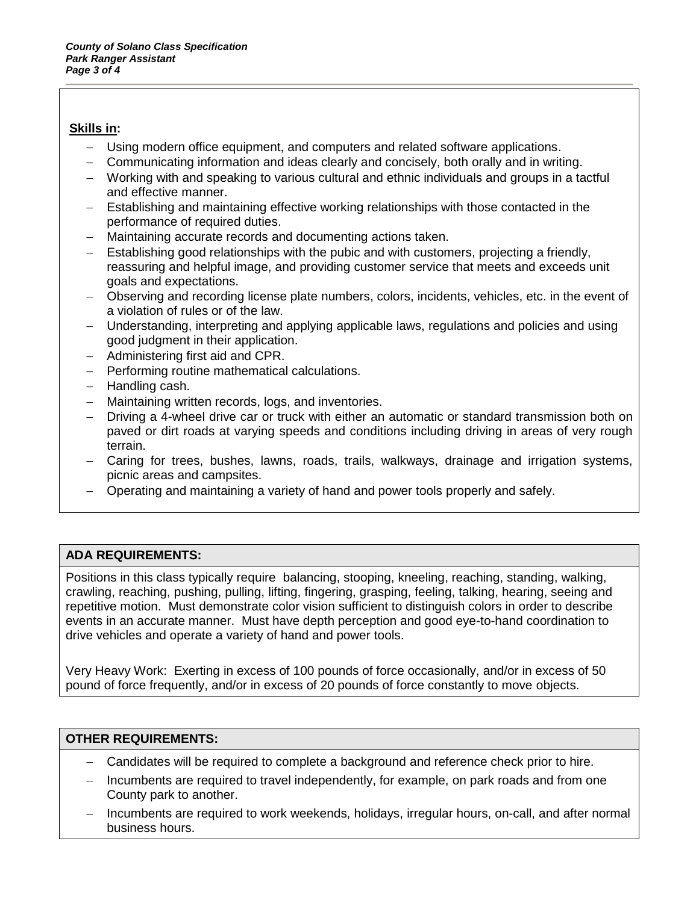**Skills in:**

- Using modern office equipment, and computers and related software applications.
- Communicating information and ideas clearly and concisely, both orally and in writing.
- Working with and speaking to various cultural and ethnic individuals and groups in a tactful and effective manner.
- Establishing and maintaining effective working relationships with those contacted in the performance of required duties.
- Maintaining accurate records and documenting actions taken.
- Establishing good relationships with the pubic and with customers, projecting a friendly, reassuring and helpful image, and providing customer service that meets and exceeds unit goals and expectations.
- Observing and recording license plate numbers, colors, incidents, vehicles, etc. in the event of a violation of rules or of the law.
- Understanding, interpreting and applying applicable laws, regulations and policies and using good judgment in their application.
- Administering first aid and CPR.
- Performing routine mathematical calculations.
- Handling cash.
- Maintaining written records, logs, and inventories.
- Driving a 4-wheel drive car or truck with either an automatic or standard transmission both on paved or dirt roads at varying speeds and conditions including driving in areas of very rough terrain.
- Caring for trees, bushes, lawns, roads, trails, walkways, drainage and irrigation systems, picnic areas and campsites.
- Operating and maintaining a variety of hand and power tools properly and safely.

## ADA REQUIREMENTS:

Positions in this class typically require balancing, stooping, kneeling, reaching, standing, walking, crawling, reaching, pushing, pulling, lifting, fingering, grasping, feeling, talking, hearing, seeing and repetitive motion. Must demonstrate color vision sufficient to distinguish colors in order to describe events in an accurate manner. Must have depth perception and good eye-to-hand coordination to drive vehicles and operate a variety of hand and power tools.

Very Heavy Work: Exerting in excess of 100 pounds of force occasionally, and/or in excess of 50 pound of force frequently, and/or in excess of 20 pounds of force constantly to move objects.

## OTHER REQUIREMENTS:

- Candidates will be required to complete a background and reference check prior to hire.
- Incumbents are required to travel independently, for example, on park roads and from one County park to another.
- Incumbents are required to work weekends, holidays, irregular hours, on-call, and after normal business hours.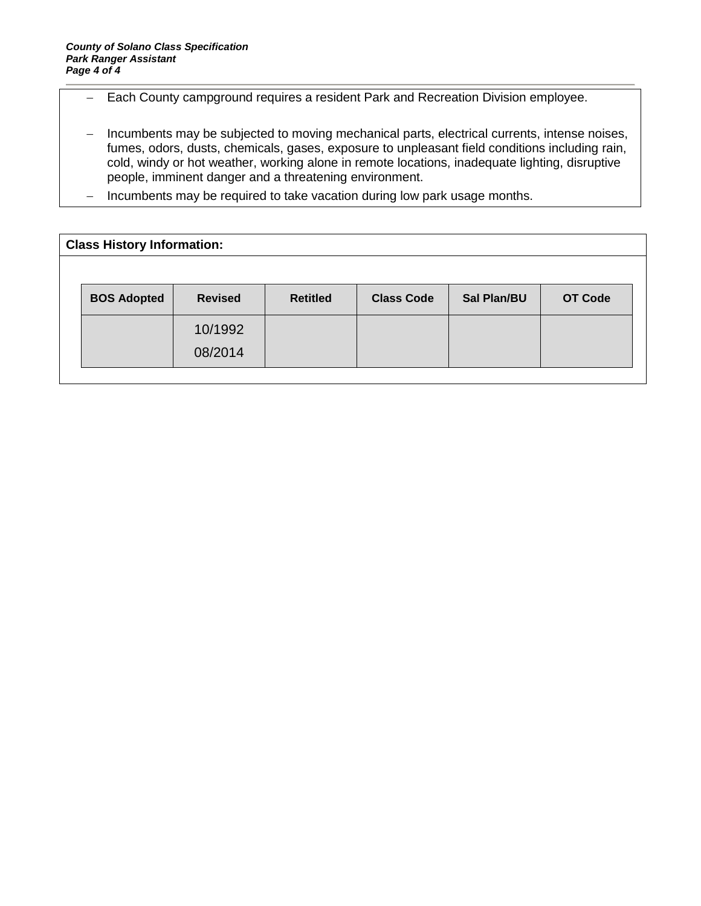- Each County campground requires a resident Park and Recreation Division employee.
- Incumbents may be subjected to moving mechanical parts, electrical currents, intense noises, fumes, odors, dusts, chemicals, gases, exposure to unpleasant field conditions including rain, cold, windy or hot weather, working alone in remote locations, inadequate lighting, disruptive people, imminent danger and a threatening environment.
- Incumbents may be required to take vacation during low park usage months.

**Class History Information:**

| BOS Adopted | Revised | Retitled | Class Code | Sal Plan/BU | OT Code |
|---|---|---|---|---|---|
| | 10/1992<br>08/2014 | | | | |